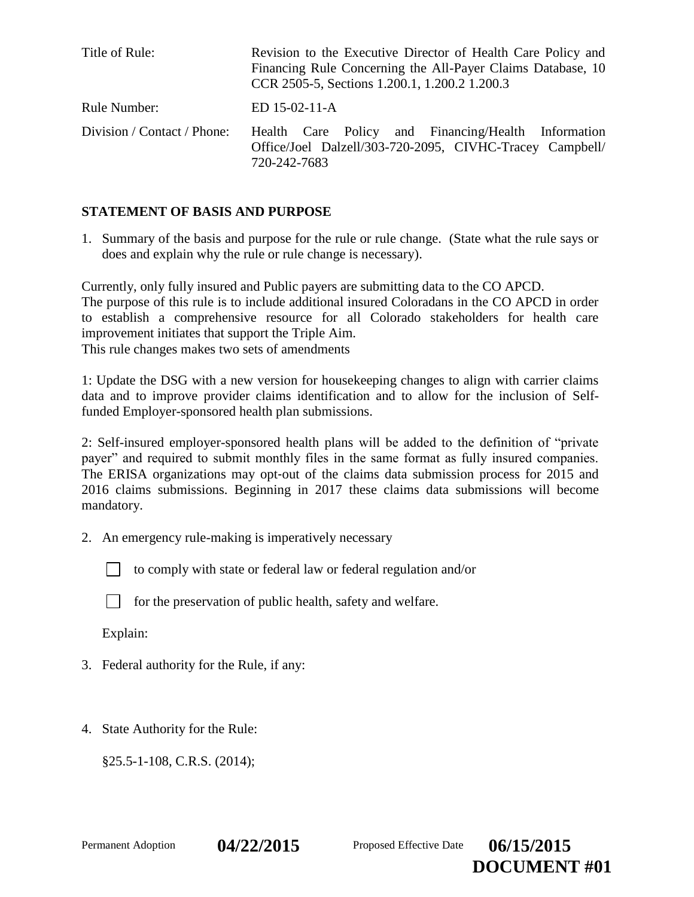| | |
|---|---|
| Title of Rule: | Revision to the Executive Director of Health Care Policy and Financing Rule Concerning the All-Payer Claims Database, 10 CCR 2505-5, Sections 1.200.1, 1.200.2 1.200.3 |
| Rule Number: | ED 15-02-11-A |
| Division / Contact / Phone: | Health Care Policy and Financing/Health Information Office/Joel Dalzell/303-720-2095, CIVHC-Tracey Campbell/ 720-242-7683 |

**STATEMENT OF BASIS AND PURPOSE**

1. Summary of the basis and purpose for the rule or rule change. (State what the rule says or does and explain why the rule or rule change is necessary).

Currently, only fully insured and Public payers are submitting data to the CO APCD.
The purpose of this rule is to include additional insured Coloradans in the CO APCD in order to establish a comprehensive resource for all Colorado stakeholders for health care improvement initiates that support the Triple Aim.
This rule changes makes two sets of amendments

1: Update the DSG with a new version for housekeeping changes to align with carrier claims data and to improve provider claims identification and to allow for the inclusion of Self-funded Employer-sponsored health plan submissions.

2: Self-insured employer-sponsored health plans will be added to the definition of "private payer" and required to submit monthly files in the same format as fully insured companies. The ERISA organizations may opt-out of the claims data submission process for 2015 and 2016 claims submissions. Beginning in 2017 these claims data submissions will become mandatory.

2. An emergency rule-making is imperatively necessary

   ☐ to comply with state or federal law or federal regulation and/or

   ☐ for the preservation of public health, safety and welfare.

   Explain:

3. Federal authority for the Rule, if any:

4. State Authority for the Rule:

   §25.5-1-108, C.R.S. (2014);

Permanent Adoption **04/22/2015** Proposed Effective Date **06/15/2015**

**DOCUMENT #01**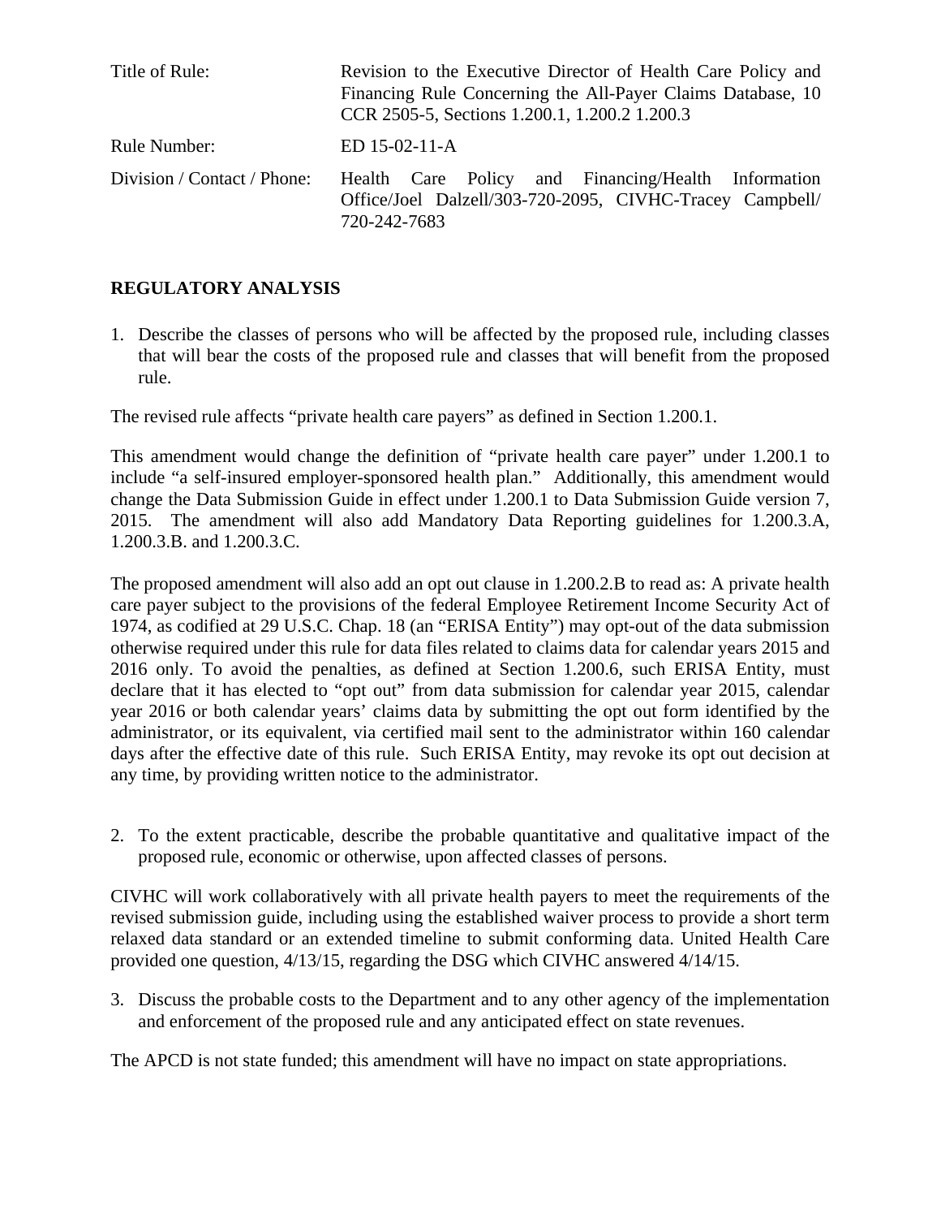| | |
|---|---|
| Title of Rule: | Revision to the Executive Director of Health Care Policy and Financing Rule Concerning the All-Payer Claims Database, 10 CCR 2505-5, Sections 1.200.1, 1.200.2 1.200.3 |
| Rule Number: | ED 15-02-11-A |
| Division / Contact / Phone: | Health Care Policy and Financing/Health Information Office/Joel Dalzell/303-720-2095, CIVHC-Tracey Campbell/ 720-242-7683 |

## REGULATORY ANALYSIS

1. Describe the classes of persons who will be affected by the proposed rule, including classes that will bear the costs of the proposed rule and classes that will benefit from the proposed rule.

The revised rule affects "private health care payers" as defined in Section 1.200.1.

This amendment would change the definition of "private health care payer" under 1.200.1 to include "a self-insured employer-sponsored health plan." Additionally, this amendment would change the Data Submission Guide in effect under 1.200.1 to Data Submission Guide version 7, 2015. The amendment will also add Mandatory Data Reporting guidelines for 1.200.3.A, 1.200.3.B. and 1.200.3.C.

The proposed amendment will also add an opt out clause in 1.200.2.B to read as: A private health care payer subject to the provisions of the federal Employee Retirement Income Security Act of 1974, as codified at 29 U.S.C. Chap. 18 (an "ERISA Entity") may opt-out of the data submission otherwise required under this rule for data files related to claims data for calendar years 2015 and 2016 only. To avoid the penalties, as defined at Section 1.200.6, such ERISA Entity, must declare that it has elected to "opt out" from data submission for calendar year 2015, calendar year 2016 or both calendar years' claims data by submitting the opt out form identified by the administrator, or its equivalent, via certified mail sent to the administrator within 160 calendar days after the effective date of this rule. Such ERISA Entity, may revoke its opt out decision at any time, by providing written notice to the administrator.

2. To the extent practicable, describe the probable quantitative and qualitative impact of the proposed rule, economic or otherwise, upon affected classes of persons.

CIVHC will work collaboratively with all private health payers to meet the requirements of the revised submission guide, including using the established waiver process to provide a short term relaxed data standard or an extended timeline to submit conforming data. United Health Care provided one question, 4/13/15, regarding the DSG which CIVHC answered 4/14/15.

3. Discuss the probable costs to the Department and to any other agency of the implementation and enforcement of the proposed rule and any anticipated effect on state revenues.

The APCD is not state funded; this amendment will have no impact on state appropriations.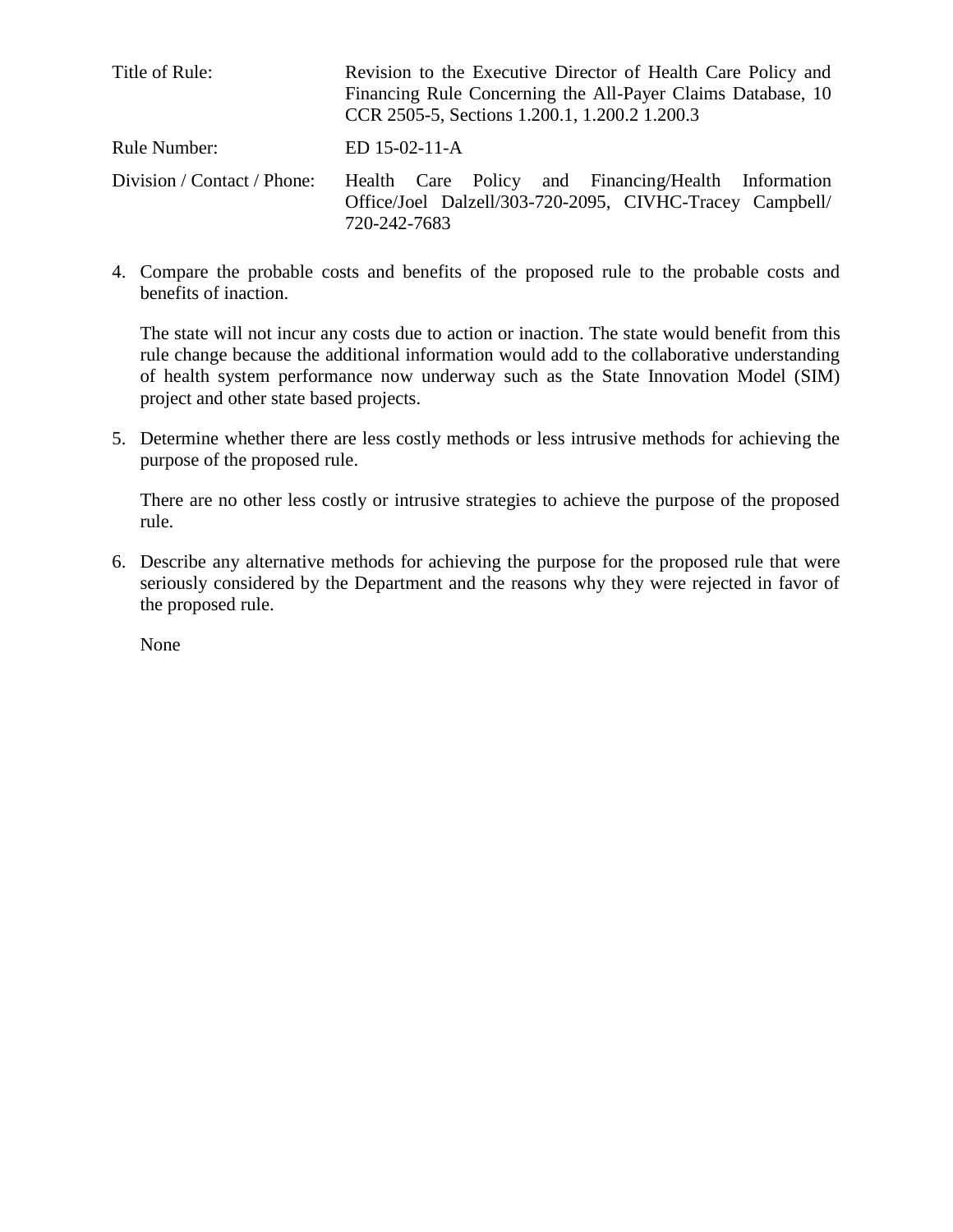| | |
|---|---|
| Title of Rule: | Revision to the Executive Director of Health Care Policy and Financing Rule Concerning the All-Payer Claims Database, 10 CCR 2505-5, Sections 1.200.1, 1.200.2 1.200.3 |
| Rule Number: | ED 15-02-11-A |
| Division / Contact / Phone: | Health Care Policy and Financing/Health Information Office/Joel Dalzell/303-720-2095, CIVHC-Tracey Campbell/ 720-242-7683 |

4. Compare the probable costs and benefits of the proposed rule to the probable costs and benefits of inaction.

   The state will not incur any costs due to action or inaction. The state would benefit from this rule change because the additional information would add to the collaborative understanding of health system performance now underway such as the State Innovation Model (SIM) project and other state based projects.

5. Determine whether there are less costly methods or less intrusive methods for achieving the purpose of the proposed rule.

   There are no other less costly or intrusive strategies to achieve the purpose of the proposed rule.

6. Describe any alternative methods for achieving the purpose for the proposed rule that were seriously considered by the Department and the reasons why they were rejected in favor of the proposed rule.

   None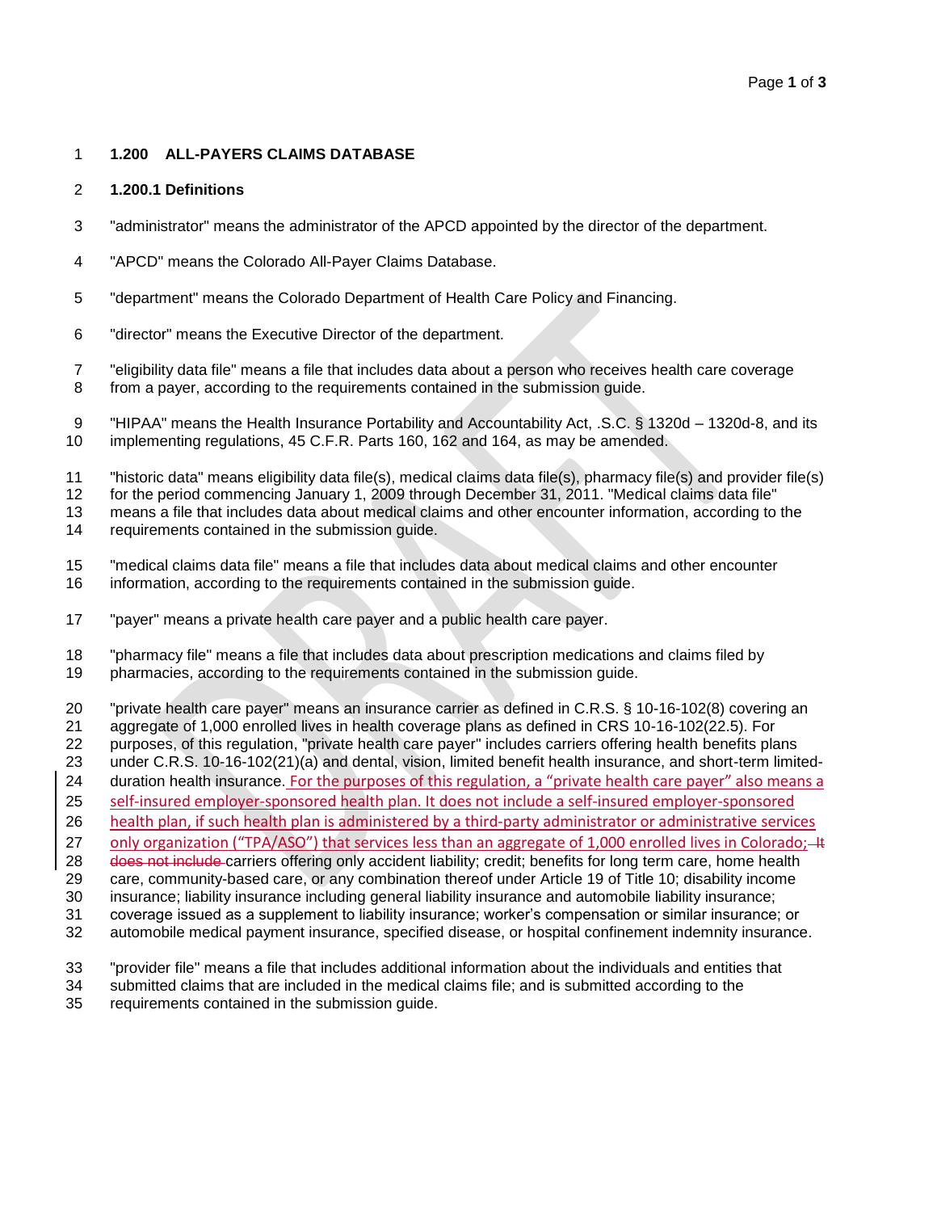### 1.200 ALL-PAYERS CLAIMS DATABASE

#### 1.200.1 Definitions

"administrator" means the administrator of the APCD appointed by the director of the department.

"APCD" means the Colorado All-Payer Claims Database.

"department" means the Colorado Department of Health Care Policy and Financing.

"director" means the Executive Director of the department.

"eligibility data file" means a file that includes data about a person who receives health care coverage from a payer, according to the requirements contained in the submission guide.

"HIPAA" means the Health Insurance Portability and Accountability Act, .S.C. § 1320d – 1320d-8, and its implementing regulations, 45 C.F.R. Parts 160, 162 and 164, as may be amended.

"historic data" means eligibility data file(s), medical claims data file(s), pharmacy file(s) and provider file(s) for the period commencing January 1, 2009 through December 31, 2011. "Medical claims data file" means a file that includes data about medical claims and other encounter information, according to the requirements contained in the submission guide.

"medical claims data file" means a file that includes data about medical claims and other encounter information, according to the requirements contained in the submission guide.

"payer" means a private health care payer and a public health care payer.

"pharmacy file" means a file that includes data about prescription medications and claims filed by pharmacies, according to the requirements contained in the submission guide.

"private health care payer" means an insurance carrier as defined in C.R.S. § 10-16-102(8) covering an aggregate of 1,000 enrolled lives in health coverage plans as defined in CRS 10-16-102(22.5). For purposes, of this regulation, "private health care payer" includes carriers offering health benefits plans under C.R.S. 10-16-102(21)(a) and dental, vision, limited benefit health insurance, and short-term limited-duration health insurance. For the purposes of this regulation, a "private health care payer" also means a self-insured employer-sponsored health plan. It does not include a self-insured employer-sponsored health plan, if such health plan is administered by a third-party administrator or administrative services only organization ("TPA/ASO") that services less than an aggregate of 1,000 enrolled lives in Colorado; ~~It does not include~~ carriers offering only accident liability; credit; benefits for long term care, home health care, community-based care, or any combination thereof under Article 19 of Title 10; disability income insurance; liability insurance including general liability insurance and automobile liability insurance; coverage issued as a supplement to liability insurance; worker's compensation or similar insurance; or automobile medical payment insurance, specified disease, or hospital confinement indemnity insurance.

"provider file" means a file that includes additional information about the individuals and entities that submitted claims that are included in the medical claims file; and is submitted according to the requirements contained in the submission guide.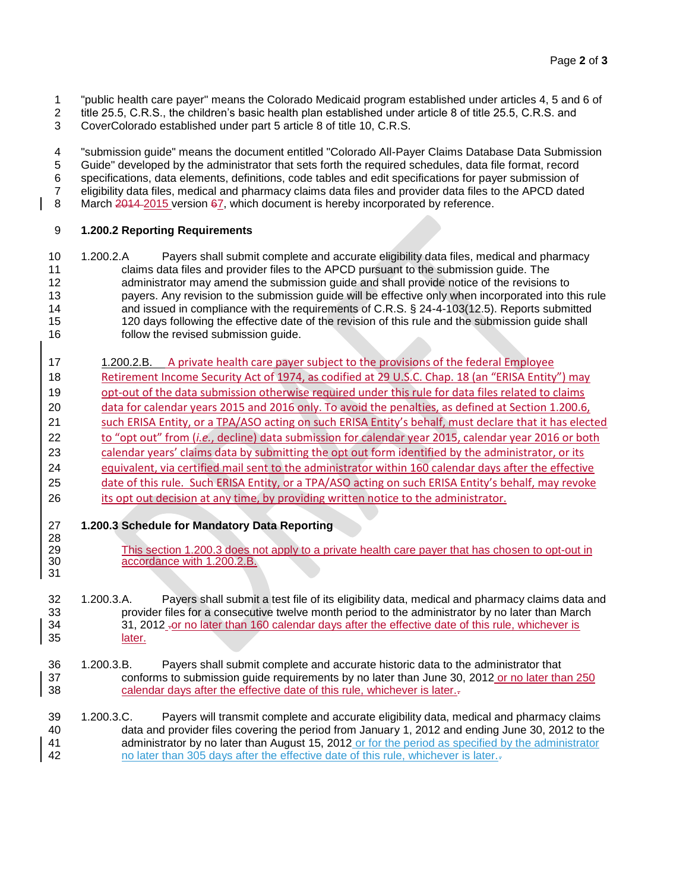"public health care payer" means the Colorado Medicaid program established under articles 4, 5 and 6 of title 25.5, C.R.S., the children's basic health plan established under article 8 of title 25.5, C.R.S. and CoverColorado established under part 5 article 8 of title 10, C.R.S.

"submission guide" means the document entitled "Colorado All-Payer Claims Database Data Submission Guide" developed by the administrator that sets forth the required schedules, data file format, record specifications, data elements, definitions, code tables and edit specifications for payer submission of eligibility data files, medical and pharmacy claims data files and provider data files to the APCD dated March ~~2014~~ 2015 version ~~6~~7, which document is hereby incorporated by reference.

**1.200.2 Reporting Requirements**

1.200.2.A Payers shall submit complete and accurate eligibility data files, medical and pharmacy claims data files and provider files to the APCD pursuant to the submission guide. The administrator may amend the submission guide and shall provide notice of the revisions to payers. Any revision to the submission guide will be effective only when incorporated into this rule and issued in compliance with the requirements of C.R.S. § 24-4-103(12.5). Reports submitted 120 days following the effective date of the revision of this rule and the submission guide shall follow the revised submission guide.

1.200.2.B. A private health care payer subject to the provisions of the federal Employee Retirement Income Security Act of 1974, as codified at 29 U.S.C. Chap. 18 (an "ERISA Entity") may opt-out of the data submission otherwise required under this rule for data files related to claims data for calendar years 2015 and 2016 only. To avoid the penalties, as defined at Section 1.200.6, such ERISA Entity, or a TPA/ASO acting on such ERISA Entity's behalf, must declare that it has elected to "opt out" from (*i.e.*, decline) data submission for calendar year 2015, calendar year 2016 or both calendar years' claims data by submitting the opt out form identified by the administrator, or its equivalent, via certified mail sent to the administrator within 160 calendar days after the effective date of this rule. Such ERISA Entity, or a TPA/ASO acting on such ERISA Entity's behalf, may revoke its opt out decision at any time, by providing written notice to the administrator.

**1.200.3 Schedule for Mandatory Data Reporting**

This section 1.200.3 does not apply to a private health care payer that has chosen to opt-out in accordance with 1.200.2.B.

1.200.3.A. Payers shall submit a test file of its eligibility data, medical and pharmacy claims data and provider files for a consecutive twelve month period to the administrator by no later than March 31, 2012 ~~.~~or no later than 160 calendar days after the effective date of this rule, whichever is later.

1.200.3.B. Payers shall submit complete and accurate historic data to the administrator that conforms to submission guide requirements by no later than June 30, 2012 or no later than 250 calendar days after the effective date of this rule, whichever is later.~~.~~

1.200.3.C. Payers will transmit complete and accurate eligibility data, medical and pharmacy claims data and provider files covering the period from January 1, 2012 and ending June 30, 2012 to the administrator by no later than August 15, 2012 or for the period as specified by the administrator no later than 305 days after the effective date of this rule, whichever is later.~~.~~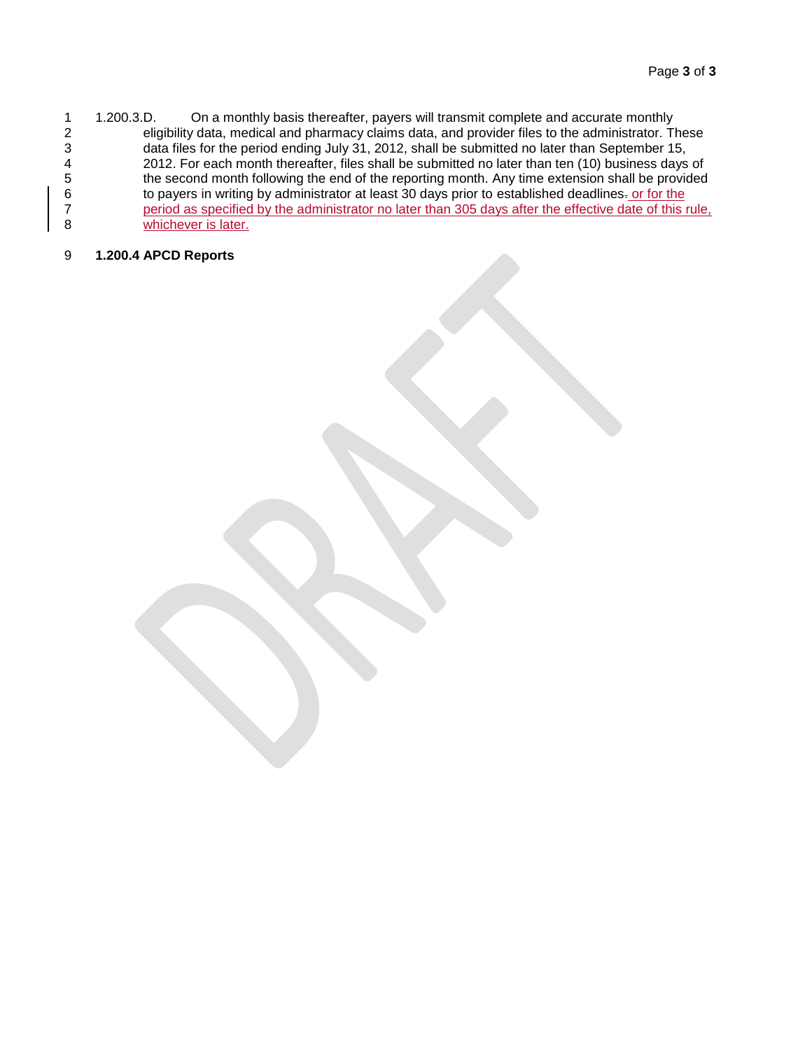1.200.3.D. On a monthly basis thereafter, payers will transmit complete and accurate monthly eligibility data, medical and pharmacy claims data, and provider files to the administrator. These data files for the period ending July 31, 2012, shall be submitted no later than September 15, 2012. For each month thereafter, files shall be submitted no later than ten (10) business days of the second month following the end of the reporting month. Any time extension shall be provided to payers in writing by administrator at least 30 days prior to established deadlines. or for the period as specified by the administrator no later than 305 days after the effective date of this rule, whichever is later.

**1.200.4 APCD Reports**